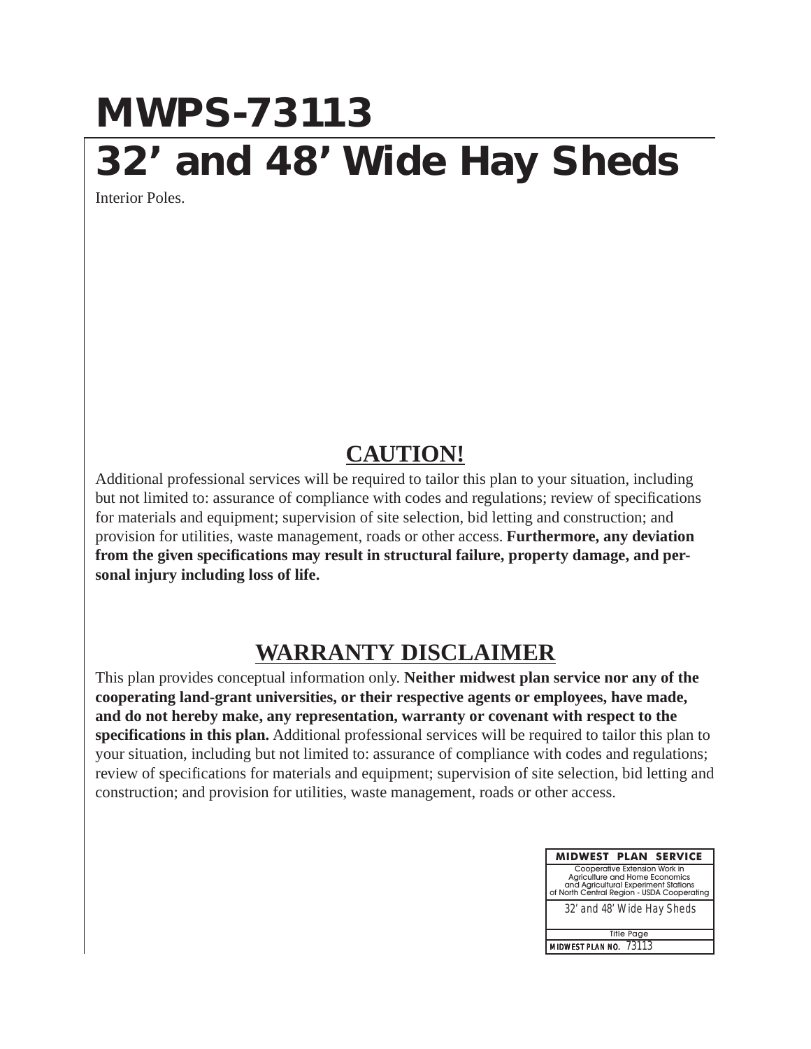# MWPS-73113

# 32' and 48' Wide Hay Sheds

Interior Poles.

## CAUTION!

Additional professional services will be required to tailor this plan to your situation, including but not limited to: assurance of compliance with codes and regulations; review of specifications for materials and equipment; supervision of site selection, bid letting and construction; and provision for utilities, waste management, roads or other access. **Furthermore, any deviation from the given specifications may result in structural failure, property damage, and personal injury including loss of life.**

## WARRANTY DISCLAIMER

This plan provides conceptual information only. **Neither midwest plan service nor any of the cooperating land-grant universities, or their respective agents or employees, have made, and do not hereby make, any representation, warranty or covenant with respect to the specifications in this plan.** Additional professional services will be required to tailor this plan to your situation, including but not limited to: assurance of compliance with codes and regulations; review of specifications for materials and equipment; supervision of site selection, bid letting and construction; and provision for utilities, waste management, roads or other access.

| MIDWEST PLAN SERVICE |
|---|
| Cooperative Extension Work in Agriculture and Home Economics and Agricultural Experiment Stations of North Central Region - USDA Cooperating |
| 32' and 48' Wide Hay Sheds |
| Title Page |
| MIDWEST PLAN NO. 73113 |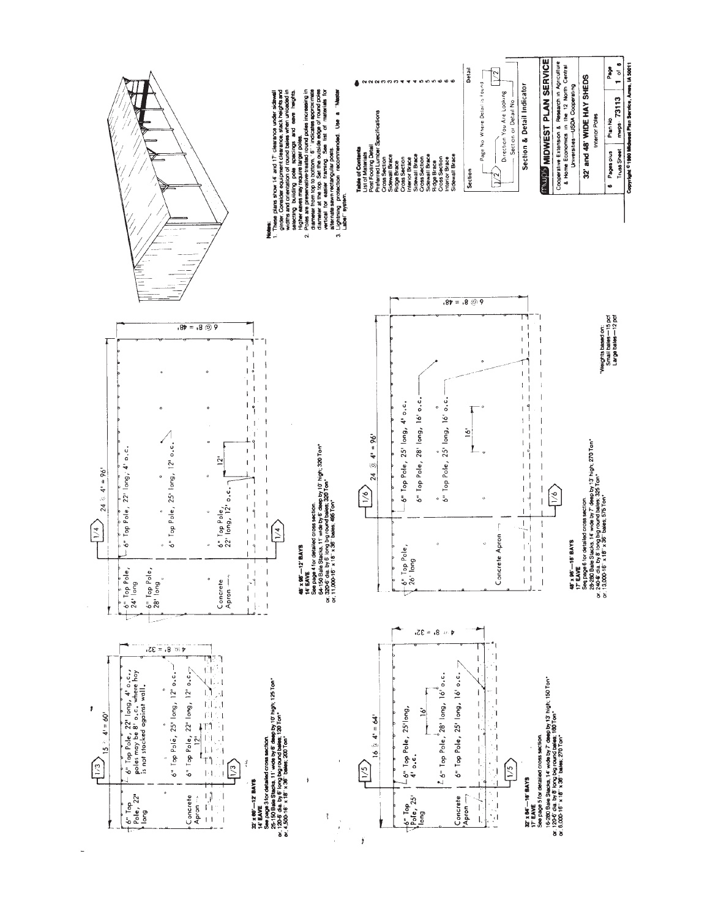**32' x 60'—12' BAYS**
**14' EAVE**
See page 3 for detailed cross section.
25-150 Bale Stacks, 11' wide by 6' deep by 10' high; 125 Ton*
or, 120-6' dia. by 6' long big round bales; 120 Ton*
or, 4,500-16" x 18" x 36" bales; 200 Ton*

- 6" Top Pole, 22' long
- 6" Top Pole, 22' long, 4' o.c., poles may be 8' o.c. where hay is not stacked against wall.
- 6" Top Pole, 25' long, 12' o.c.
- 6" Top Pole, 22' long, 12' o.c.
- Concrete Apron
- 15 @ 4' = 60'
- 4 @ 8' = 32'
- 12'

**48' x 96'—12' BAYS**
**14' EAVE**
See page 4 for detailed cross section.
64-150 Bale Stacks, 11' wide by 6' deep by 10' high; 320 Ton*
or, 320-6' dia. by 6' long big round bales; 320 Ton*
or, 11,000-16" x 18" x 36" bales; 495 Ton*

- 6" Top Pole, 24' long
- 6" Top Pole, 28' long
- 6" Top Pole, 22' long, 4' o.c.
- 6" Top Pole, 25' long, 12' o.c.
- 6" Top Pole, 22' long, 12' o.c.
- Concrete Apron
- 24 @ 4' = 96'
- 6 @ 8' = 48'
- 12'

**32' x 64'—16' BAYS**
**17' EAVE**
See page 5 for detailed cross section.
16-280 Bale Stacks, 14' wide by 7' deep by 13' high; 150 Ton*
or, 120-6' dia. by 6' long big round bales; 180 Ton*
or, 6,000-16" x 18" x 36" bales; 270 Ton*

- 6" Top Pole, 25' long
- 6" Top Pole, 25' long, 4' o.c.
- 6" Top Pole, 28' long, 16' o.c.
- 6" Top Pole, 25' long, 16' o.c.
- Concrete Apron
- 16 @ 4' = 64'
- 4 @ 8' = 32'
- 16'

**48' x 96'—16' BAYS**
**17' EAVE**
See page 6 for detailed cross section.
28-280 Bale Stacks, 14' wide by 7' deep by 13' high; 270 Ton*
or, 240-6' dia. by 6' long big round bales; 325 Ton*
or, 13,000-16" x 18" x 36" bales; 575 Ton*

- 6" Top Pole, 26' long
- 6" Top Pole, 25' long, 4' o.c.
- 6" Top Pole, 28' long, 16' o.c.
- 6" Top Pole, 25' long, 16' o.c.
- Concrete Apron
- 24 @ 4' = 96'
- 6 @ 8' = 48'
- 16'

*Weights based on:
Small bales—15 pcf
Large bales—12 pcf

**Notes:**

1. These plans show 14' and 17' clearance under sidewall girder. Consider equipment clearance, stack heights and widths and orientation of round bales when unloaded in selecting building pole spacings and eave heights. Higher eaves may require larger poles.
2. Poles are preservative-treated round poles increasing in diameter from top to bottom. 6" indicates approximate diameter at the top. Set the outside edge of round poles vertical for easier framing. See list of materials for alternate sawn rectangular posts.
3. Lightning protection recommended. Use a "Master Label" system.

| Table of Contents | Page |
|---|---|
| List of Materials | 2 |
| Post Footing Detail | 2 |
| Preferred Lumber Specifications | 2 |
| Cross Section | 3 |
| Sidewall Brace | 3 |
| Ridge Brace | 3 |
| Cross Section | 4 |
| Interior Brace | 4 |
| Sidewall Brace | 4 |
| Cross Section | 5 |
| Sidewall Brace | 5 |
| Ridge Brace | 5 |
| Cross Section | 6 |
| Interior Brace | 6 |
| Sidewall Brace | 6 |

**Section & Detail Indicator**

- Section: 1/2 — Page No. Where Detail is Found; Direction You Are Looking; Section or Detail No.
- Detail: 1/2

**MWPS MIDWEST PLAN SERVICE**
Cooperative Extension & Research in Agriculture & Home Economics in the 12 North Central Universities—USDA Cooperating

**32' and 48' WIDE HAY SHEDS**
Interior Poles

| 6 Pages plus Truss Sheet | Plan No. mwps-73113 | Page 1 of 6 |
|---|---|---|

Copyright © 1980 Midwest Plan Service, Ames, IA 50011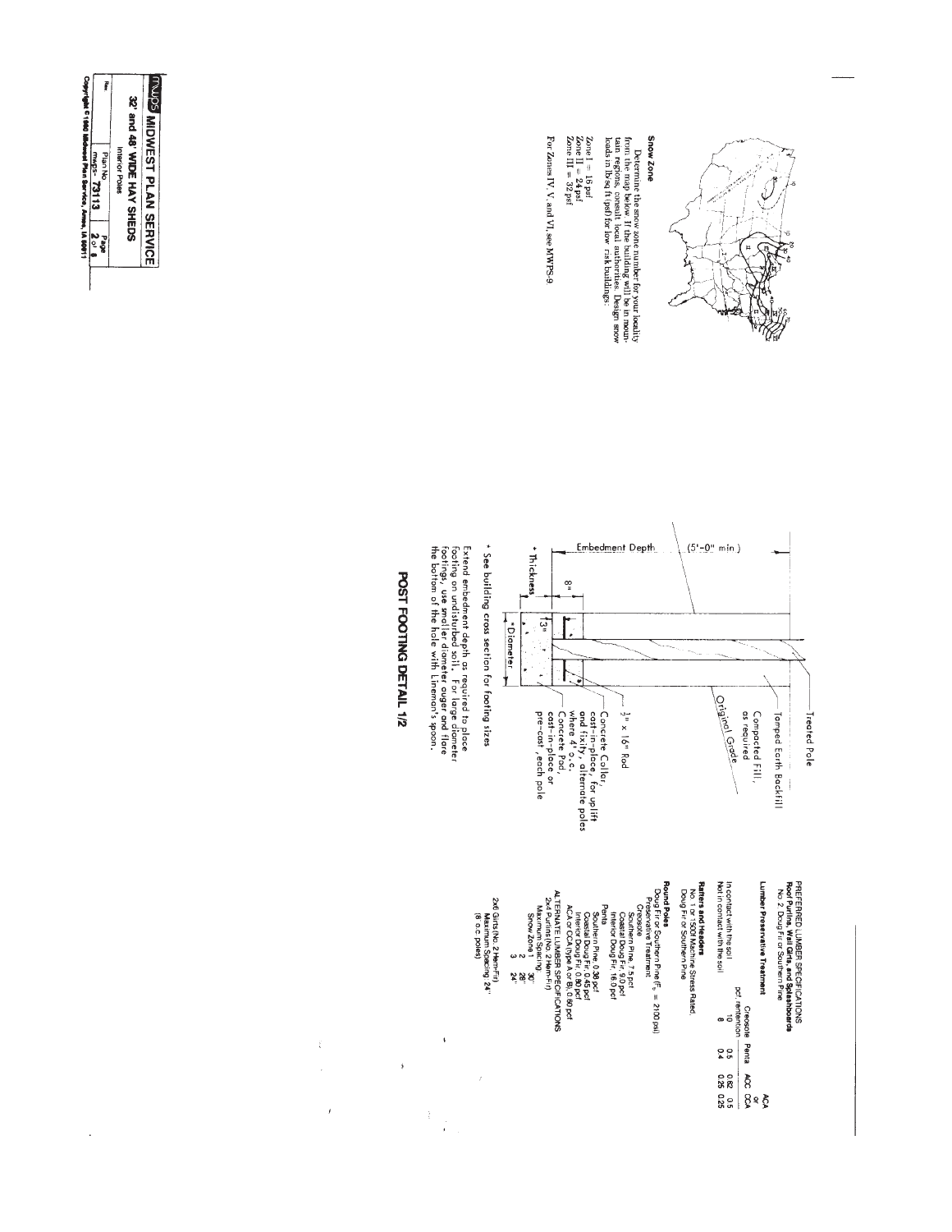# MWPS MIDWEST PLAN SERVICE

## 32' and 48' WIDE HAY SHEDS

Interior Poles

Plan No. mwps-73113 | Page 2 of 8

Copyright © 1980 Midwest Plan Service, Ames, IA 50011

### Snow Zone

Determine the snow zone number for your locality from the map below. If the building will be in mountain regions, consult local authorities. Design snow loads in lb/sq ft (psf) for low risk buildings:

Zone I = 16 psf
Zone II = 24 psf
Zone III = 32 psf

For Zones IV, V, and VI, see MWPS-9.

## POST FOOTING DETAIL 1/2

- Treated Pole
- Tamped Earth Backfill
- Compacted Fill, as required
- Original Grade
- Embedment Depth (5'-0" min.)
- 8"
- 3"
- ½" x 16" Rod
- Concrete Collar, cast-in-place, for uplift and fixity, alternate poles where 4' o.c.
- Concrete Pad, cast-in-place or pre-cast, each pole
- * Thickness
- * Diameter

\* See building cross section for footing sizes

Extend embedment depth as required to place footing on undisturbed soil. For large diameter footings, use smaller diameter auger and flare the bottom of the hole with Lineman's spoon.

### PREFERRED LUMBER SPECIFICATIONS

**Roof Purlins, Wall Girts, and Splashboards**
No. 2 Doug Fir or Southern Pine

**Lumber Preservative Treatment**

| | Creosote pcf retention | Penta | ACA or ACC | CCA |
|---|---|---|---|---|
| In contact with the soil | 10 | 0.5 | 0.62 | 0.5 |
| Not in contact with the soil | 8 | 0.4 | 0.25 | 0.25 |

**Rafters and Headers**
No. 1 or 1500f Machine Stress Rated, Doug Fir or Southern Pine

**Round Poles**
Doug Fir or Southern Pine ($F_b$ = 2100 psi)
Preservative Treatment
Creosote
Southern Pine, 7.5 pcf
Coastal Doug Fir, 9.0 pcf
Interior Doug Fir, 16.0 pcf
Penta
Southern Pine, 0.38 pcf
Coastal Doug Fir, 0.45 pcf
Interior Doug Fir, 0.80 pcf
ACA or CCA (type A or B), 0.60 pcf

### ALTERNATE LUMBER SPECIFICATIONS

2x4 Purlins (No. 2 Hem-Fir)
Maximum Spacing

| Snow Zone | Spacing |
|---|---|
| 1 | 30" |
| 2 | 28" |
| 3 | 24" |

2x6 Girts (No. 2 Hem-Fir)
Maximum Spacing 24"
(8' o.c. poles)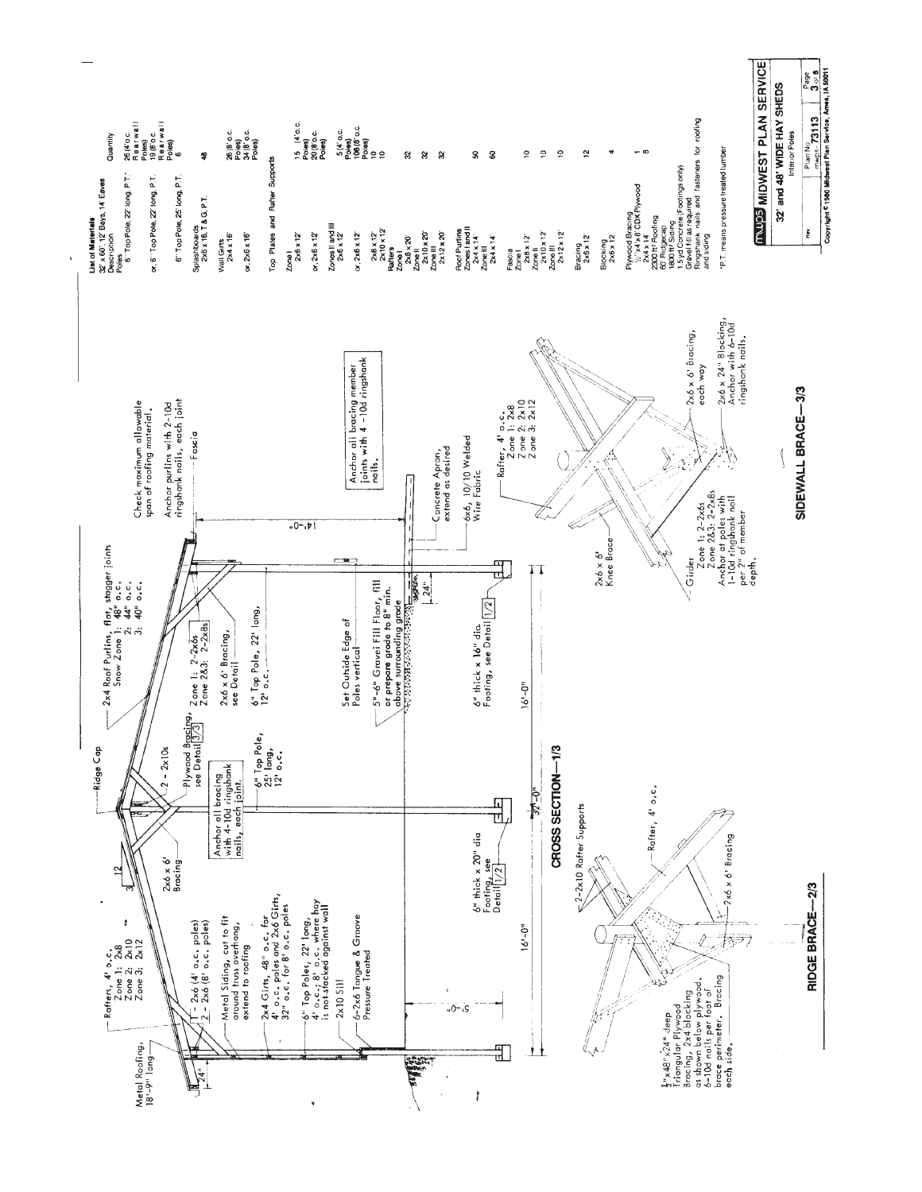## CROSS SECTION—1/3

Metal Roofing, 18'-9" long

Rafters, 4' o.c.
Zone 1: 2x8
Zone 2: 2x10
Zone 3: 2x12

1 - 2x6 (4' o.c. poles)
2 - 2x6 (8' o.c. poles)

Metal Siding, cut to fit around truss overhang, extend to roofing

2x4 Girts, 48" o.c. for 4' o.c. poles and 2x6 Girts, 32" o.c. for 8' o.c. poles

6" Top Poles, 22' long, 4' o.c.; 8' o.c. where hay is not stacked against wall

2x10 Sill

6-2x6 Tongue & Groove Pressure Treated

6" thick x 20" dia Footing, see Detail 1/2

2x6 x 6' Bracing

Anchor all bracing with 4-10d ringshank nails, each joint.

Ridge Cap

2 - 2x10s

Plywood Bracing, see Detail 3/3

6" Top Pole, 25' long, 12' o.c.

2x4 Roof Purlins, flat, stagger joints
Snow Zone 1: 48" o.c.
2: 44" o.c.
3: 40" o.c.

Zone 1: 2-2x6s
Zone 2&3: 2-2x8s

2x6 x 6' Bracing, see Detail

6" Top Pole, 22' long, 12' o.c.

Set Outside Edge of Poles vertical

5"-6" Gravel Fill Floor, fill or prepare grade to 8" min. above surrounding grade

6" thick x 16" dia. Footing, see Detail 1/2

Check maximum allowable span of roofing material.

Anchor purlins with 2-10d ringshank nails, each joint

Fascia

Anchor all bracing member joints with 4-10d ringshank nails.

Concrete Apron, extend as desired

6x6, 10/10 Welded Wire Fabric

24" | 5'-0" | 14'-0" | 24" | 16'-0" | 32'-0" | 16'-0" | 12 / 3

## RIDGE BRACE—2/3

2-2x10 Rafter Supports

Rafter, 4' o.c.

½"x48"x24" deep Triangular Plywood Bracing, 2x4 blocking as shown below plywood. 6-10d nails per foot of brace perimeter. Bracing each side.

2x6 x 6' Bracing

## SIDEWALL BRACE—3/3

Rafter, 4' o.c.
Zone 1: 2x8
Zone 2: 2x10
Zone 3: 2x12

2x6 x 6' Knee Brace

Girder
Zone 1: 2-2x6s
Zone 2&3: 2-2x8s
Anchor at poles with 1-10d ringshank nail per 2" of member depth.

2x6 x 6' Bracing, each way

2x6 x 24" Blocking, Anchor with 6-10d ringshank nails.

## List of Materials
32' x 60', 12' Bays, 14' Eaves

| Description | Quantity |
|---|---|
| **Poles** | |
| 6" Top Pole, 22' long, P.T.* | 26 (4' o.c. Rearwall Poles) |
| or, 6" Top Pole, 22' long, P.T. | 19 (8' o.c. Rearwall Poles) |
| 6" Top Pole, 25' long, P.T. | 6 |
| **Splashboards** | |
| 2x6 x 16', T & G, P.T. | 48 |
| **Wall Girts** | |
| 2x4 x 16' | 26 (8' o.c. Poles) |
| or, 2x6 x 16' | 34 (8' o.c. Poles) |
| **Top Plates and Rafter Supports** | |
| Zone I | |
| 2x6 x 12' | 15 (4' o.c. Poles) |
| or, 2x6 x 12' | 20 (8' o.c. Poles) |
| Zones II and III | |
| 2x6 x 12' | 5 (4' o.c. Poles) |
| or, 2x6 x 12' | 10 (8' o.c. Poles) |
| 2x8 x 12' | 10 |
| 2x10 x 12' | 10 |
| **Rafters** | |
| Zone I | |
| 2x8 x 20' | 32 |
| Zone II | |
| 2x10 x 20' | 32 |
| Zone III | |
| 2x12 x 20' | 32 |
| **Roof Purlins** | |
| Zones I and II | |
| 2x4 x 14' | 50 |
| Zone III | |
| 2x4 x 14' | 60 |
| **Fascia** | |
| Zone I | |
| 2x8 x 12' | 10 |
| Zone II | |
| 2x10 x 12' | 10 |
| Zone III | |
| 2x12 x 12' | 10 |
| **Bracing** | |
| 2x6 x 12 | 12 |
| **Blocking** | |
| 2x6 x 12 | 4 |
| Plywood Bracing | |
| ½" x 4' x 8' CDX Plywood | 1 |
| 2x4 x 14 | 8 |
| 2300 ft² Roofing | |
| 60' Ridgecap | |
| 1800 ft² Siding | |
| 1.5 yd Concrete (Footings only) | |
| Gravel fill as required | |
| Ringshank nails and fasteners for roofing and siding | |

*P.T. means pressure treated lumber

**MWPS MIDWEST PLAN SERVICE**
32' and 48' WIDE HAY SHEDS
Interior Poles
Plan No. mwps-73113 | Page 3 of 5
Copyright © 1980 Midwest Plan Service, Ames, IA 50011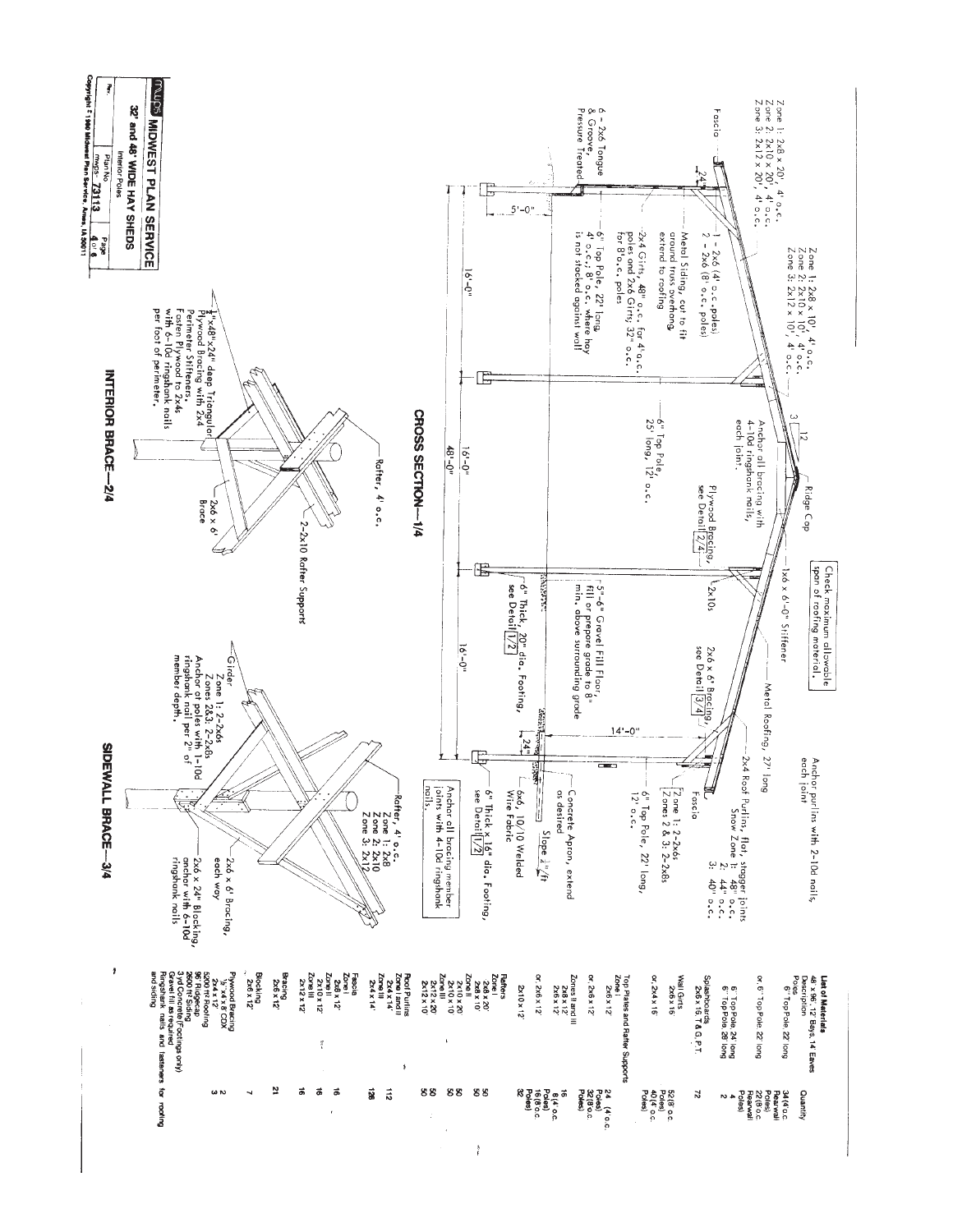# CROSS SECTION—1/4

Zone 1: 2x8 x 20', 4' o.c.
Zone 2: 2x10 x 20', 4' o.c.
Zone 3: 2x12 x 20', 4' o.c.

Zone 1: 2x8 x 10', 4' o.c.
Zone 2: 2x10 x 10', 4' o.c.
Zone 3: 2x12 x 10', 4' o.c.

Fascia

24"

1 - 2x6 (4' o.c. poles)
2 - 2x6 (8' o.c. poles)

Metal Siding, cut to fit around truss overhang, extend to roofing

2x4 Girts, 48" o.c. for 4' o.c. poles and 2x6 Girts, 32" o.c. for 8' o.c. poles

6 - 2x6 Tongue & Groove, Pressure Treated

5'-0"

6" Top Pole, 22' long, 4' o.c.; 8' o.c. where hay is not stacked against wall

6" Top Pole, 25' long, 12' o.c.

Anchor all bracing with 4-10d ringshank nails, each joint.

3
12

Ridge Cap

Plywood Bracing, see Detail 2/4

Check maximum allowable span of roofing material.

1x6 x 6'-0" Stiffener

2x10s

2x6 x 6' Bracing, see Detail 3/4

Metal Roofing, 27' long

Anchor purlins with 2-10d nails, each joint

2x4 Roof Purlins, flat, stagger joints
Snow Zone 1: 48" o.c.
2: 44" o.c.
3: 40" o.c.

Fascia

Zone 1: 2-2x6s
Zones 2 & 3: 2-2x8s

6" Top Pole, 22' long, 12' o.c.

5"-6" Gravel Fill Floor, fill or prepare grade to 8" min. above surrounding grade

Concrete Apron, extend as desired

Slope 1/4"/ft

6x6, 10/10 Welded Wire Fabric

24"

14'-0"

6" Thick, 20" dia. Footing, see Detail 1/2

6" Thick x 16" dia. Footing, see Detail 1/2

Anchor all bracing member joints with 4-10d ringshank nails.

16'-0" | 16'-0" | 16'-0"

48'-0"

# INTERIOR BRACE—2/4

Rafter, 4' o.c.

2-2x10 Rafter Supports

2x6 x 6' Brace

1/2"x48"x24" deep Triangular Plywood Bracing with 2x4 Perimeter Stiffeners. Fasten Plywood to 2x4s with 6-10d ringshank nails per foot of perimeter.

# SIDEWALL BRACE—3/4

Rafter, 4' o.c.
Zone 1: 2x8
Zone 2: 2x10
Zone 3: 2x12

2x6 x 6' Bracing, each way

2x6 x 24" Blocking, anchor with 6-10d ringshank nails

Girder
Zone 1: 2-2x6s
Zones 2&3: 2-2x8s
Anchor at poles with 1-10d ringshank nail per 2" of member depth.

## List of Materials

48' x 96', 12' Bays, 14' Eaves

| Description | Quantity |
|---|---|
| **Poles** | |
| 6" Top Pole 22' long | 34 (4' o.c. Rearwall Poles) |
| or, 6" Top Pole 22' long | 22 (8' o.c. Rearwall Poles) |
| 6" Top Pole 24' long | 4 |
| 6" Top Pole 28' long | 2 |
| **Splashboards** | |
| 2x6 x 16' T.& G. P.T. | 72 |
| **Wall Girts** | |
| 2x6 x 16' | 52 (8' o.c. Poles) |
| or, 2x4 x 16' | 40 (4' o.c. Poles) |
| **Top Plates and Rafter Supports** | |
| Zone I | |
| 2x6 x 12' | 24 (4' o.c. Poles) |
| or, 2x6 x 12' | 32 (8' o.c. Poles) |
| Zones II and III | |
| 2x8 x 12' | |
| 2x6 x 12' | 16 |
| or, 2x6 x 12' | 8 (4' o.c. Poles) |
| 2x10 x 12' | 16 (8' o.c. Poles) 32 |
| **Rafters** | |
| Zone I | |
| 2x8 x 20' | 50 |
| 2x8 x 10' | 50 |
| Zone II | |
| 2x10 x 20' | 50 |
| 2x10 x 10' | 50 |
| Zone III | |
| 2x12 x 20' | 50 |
| 2x12 x 10' | 50 |
| **Roof Purlins** | |
| Zone I and II | 112 |
| 2x4 x 14' | |
| Zone III | 128 |
| 2x4 x 14' | |
| **Fascia** | |
| Zone I | |
| 2x8 x 12' | 16 |
| Zone II | |
| 2x10 x 12' | 16 |
| Zone III | |
| 2x12 x 12' | 16 |
| **Bracing** | |
| 2x6 x 12' | 21 |
| **Blocking** | |
| 2x6 x 12' | 7 |
| **Plywood Bracing** | |
| 1/2" x 4' x 8' CDX | 2 |
| 2x4 x 12' | 3 |
| 5200 ft² Roofing | |
| 96' Ridgecap | |
| 2600 ft² Siding | |
| 3 yd Concrete (Footings only) | |
| Gravel fill as required | |
| Ringshank nails and fasteners for roofing and siding | |

**MWPS MIDWEST PLAN SERVICE**
**32' and 48' WIDE HAY SHEDS**
Interior Poles
Plan No. MWPS-73113 | Page 4 of 6
Copyright © 1990 Midwest Plan Service, Ames, IA 50011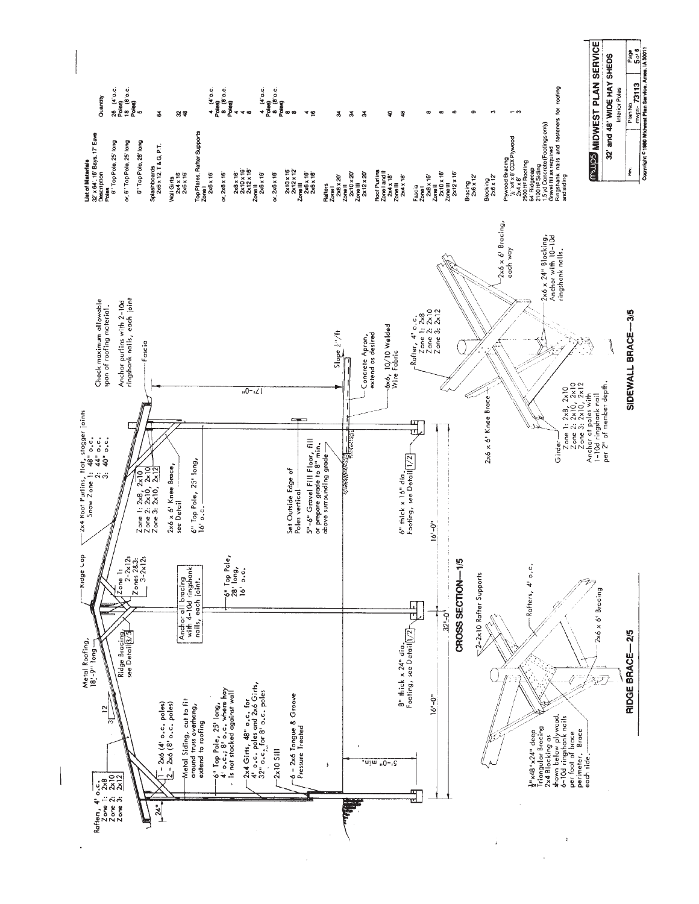## CROSS SECTION—1/5

Rafters, 4' o.c.
Zone 1: 2x8
Zone 2: 2x10
Zone 3: 2x12

24"

3/12

Metal Roofing, 18'-9" long

Ridge Lap

Ridge Bracing see Detail 3/5

Zone 1: 2-2x12s
Zones 2&3: 3-2x12s

2x4 Roof Purlins, flat, stagger joints
Snow Zone 1: 48" o.c.
2: 44" o.c.
3: 40" o.c.

Check maximum allowable span of roofing material.

Anchor purlins with 2-10d ringshank nails, each joint

Fascia

1 - 2x6 (4' o.c. poles)
2 - 2x6 (8' o.c. poles)

Metal Siding, cut to fit around truss overhang, extend to roofing

6" Top Pole, 25' long, 4' o.c.; 8' o.c. where hay is not stacked against wall

2x4 Girts, 48" o.c. for 4' o.c. poles and 2x6 Girts, 32" o.c. for 8' o.c. poles

2x10 Sill

6 - 2x6 Tongue & Groove Pressure Treated

5'-0" min.

Anchor all bracing with 4-10d ringshank nails, each joint.

6" Top Pole, 28' long, 16' o.c.

Zone 1: 2x8, 2x10
Zone 2: 2x10, 2x10
Zone 3: 2x10, 2x12

2x6 x 6' Knee Brace, see Detail

6" Top Pole, 25' long, 16' o.c.

17'-0"

Set Outside Edge of Poles vertical

5"-6" Gravel Fill Floor, fill or prepare grade to 8" min. above surrounding grade

Slope 1/4"/ft

Concrete Apron, extend as desired

6x6, 10/10 Welded Wire Fabric

8" thick x 24" dia. Footing, see Detail 1/2

6" thick x 16" dia. Footing, see Detail 1/2

16'-0"

16'-0"

32'-0"

## RIDGE BRACE—2/5

2-2x10 Rafter Supports

Rafters, 4' o.c.

2x6 x 6' Bracing

1/2" x48"x24" deep Triangular Bracing 2x4 Blocking as shown below plywood. 6-10d ringshank nails per foot of brace perimeter. Brace each side.

## SIDEWALL BRACE—3/5

Rafters, 4' o.c.
Zone 1: 2x8
Zone 2: 2x10
Zone 3: 2x12

2x6 x 6' Knee Brace

2x6 x 6' Bracing, each way

2x6 x 24" Blocking. Anchor with 10-10d ringshank nails.

Girder
Zone 1: 2x8, 2x10
Zone 2: 2x10, 2x10
Zone 3: 2x10, 2x12
Anchor at poles with 1-10d ringshank nail per 2" of member depth.

## List of Materials

32' x 64', 16' Bays, 17' Eave

| Description | Quantity |
|---|---|
| **Poles** | |
| 6" Top Pole, 25' long | 26 (4' o.c. Poles) |
| or, 6" Top Pole, 25' long | 18 (8' o.c. Poles) |
| 6" Top Pole, 28' long | 5 |
| **Splashboards** | |
| 2x6 x 12, T & G, P.T. | 64 |
| **Wall Girts** | |
| 2x4 x 16' | 32 |
| 2x6 x 16' | 48 |
| **Top Plates, Rafter Supports** | |
| Zone I | |
| 2x6 x 16' | 4 (4' o.c. Poles) |
| or, 2x6 x 16' | 8 (8' o.c. Poles) |
| 2x8 x 16' | 4 |
| 2x10 x 16' | 4 |
| 2x12 x 16' | 6 |
| Zone II | |
| 2x6 x 16' | 4 (4' o.c. Poles) |
| or, 2x6 x 16' | 8 (8' o.c. Poles) |
| 2x10 x 16' | 8 |
| 2x12 x 12' | 8 |
| Zone III | |
| 2x6 x 16' | 4 |
| 2x6 x 16' | 16 |
| **Rafters** | |
| Zone I | |
| 2x8 x 20' | 34 |
| Zone II | |
| 2x10 x 20' | 34 |
| Zone III | |
| 2x12 x 20' | 34 |
| **Roof Purlins** | |
| Zone I and II | |
| 2x4 x 16' | 40 |
| Zone III | |
| 2x4 x 18' | 48 |
| **Fascia** | |
| Zone I | |
| 2x8 x 16' | 8 |
| Zone II | |
| 2x10 x 16' | 8 |
| Zone III | |
| 2x12 x 16' | 8 |
| **Bracing** | |
| 2x6 x 12' | 9 |
| **Blocking** | |
| 2x6 x 12' | 3 |
| **Plywood Bracing** | |
| 1/2" x4' x 8' CDX Plywood | 1 |
| 2x4 x 8' | 3 |
| 2500 ft² Roofing | |
| 64' Ridgecap | |
| 2100 ft² Siding | |
| 1.5 yd Concrete (Footings only) | |
| Gravel fill as required | |
| Ringshank nails and fasteners for roofing and siding | |

**MWPS MIDWEST PLAN SERVICE**

32' and 48' WIDE HAY SHEDS

Interior Poles

| Rev. | Plan No. | Page |
|---|---|---|
| | MWPS-73113 | 5 of 6 |

Copyright © 1980 Midwest Plan Service, Ames, IA 50011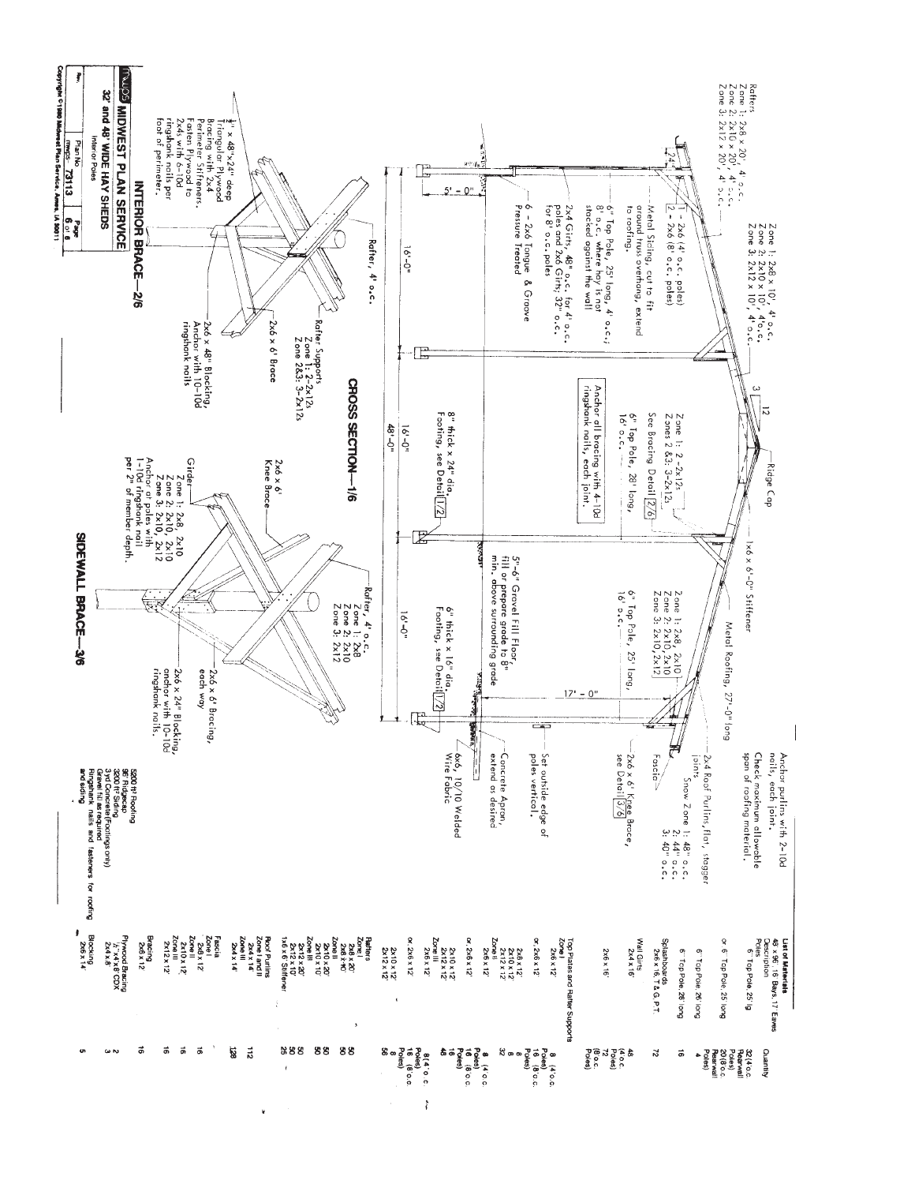# CROSS SECTION—1/6

Rafters
Zone 1: 2x8 x 20', 4' o.c.
Zone 2: 2x10 x 20', 4' o.c.
Zone 3: 2x12 x 20', 4' o.c.

Zone 1: 2x8 x 10', 4' o.c.
Zone 2: 2x10 x 10', 4' o.c.
Zone 3: 2x12 x 10', 4' o.c.

1 - 2x6 (4' o.c. poles)
2 - 2x6 (8' o.c. poles)

Metal Siding, cut to fit around truss overhang, extend to roofing.

6" Top Pole, 25' long, 4' o.c.; 8' o.c. where hay is not stacked against the wall

2x4 Girts, 48" o.c. for 4' o.c. poles and 2x6 Girts; 32" o.c. for 8' o.c. poles

6 - 2x6 Tongue & Groove Pressure Treated

5' - 0"

16'-0"

16'-0"

16'-0"

48'-0"

Ridge Cap

3 / 12

Zone 1: 2 - 2x12s
Zones 2 & 3: 3-2x12s

See Bracing Detail 2/6

6" Top Pole, 28' long, 16' o.c.

Anchor all bracing with 4-10d ringshank nails, each joint.

8" thick x 24" dia. Footing, see Detail 1/2

1x6 x 6'-0" Stiffener

Zone 1: 2x8, 2x10
Zone 2: 2x10, 2x10
Zone 3: 2x10, 2x12

6" Top Pole, 25' long, 16' o.c.

5"-6" Gravel Fill Floor, fill or prepare grade to 8" min. above surrounding grade

6" thick x 16" dia. Footing, see Detail 1/2

Metal Roofing, 27'-0" long

17' - 0"

Anchor purlins with 2-10d nails, each joint.
Check maximum allowable span of roofing material.

2x4 Roof Purlins, flat, stagger joints
Snow Zone 1: 48" o.c.
2: 44" o.c.
3: 40" o.c.

Fascia

2x6 x 6' Knee Brace, see Detail 3/6

Set outside edge of poles vertical.

Concrete Apron, extend as desired

6x6, 10/10 Welded Wire Fabric

# INTERIOR BRACE—2/6

½" x 48" x 24" deep Triangular Plywood Bracing with 2x4 Perimeter Stiffeners. Fasten Plywood to 2x4s with 6-10d ringshank nails per foot of perimeter.

Rafter, 4' o.c.

Rafter Supports
Zone 1: 2-2x12s
Zone 2&3: 3-2x12s

2x6 x 6' Brace

2x6 x 48" Blocking, Anchor with 10-10d ringshank nails

# SIDEWALL BRACE—3/6

Rafter, 4' o.c.
Zone 1: 2x8
Zone 2: 2x10
Zone 3: 2x12

2x6 x 6' Knee Brace

Girder
Zone 1: 2x8, 2x10
Zone 2: 2x10, 2x10
Zone 3: 2x10, 2x12
Anchor at poles with 1-10d ringshank nail per 2" of member depth.

2x6 x 6' Bracing, each way

2x6 x 24" Blocking, anchor with 10-10d ringshank nails.

5200 ft² Roofing
96' Ridgecap
3200 ft² Siding
3 yd Concrete (Footings only)
Gravel fill as required
Ringshank nails and fasteners for roofing and siding

**List of Materials**
48' x 96', 16' Bays, 17' Eaves

| Description | Quantity |
|---|---|
| Poles | |
| 6" Top Pole 25' lg | 32 (4' o.c. Poles) 20 (8' o.c. Poles) Rear wall |
| or 6" Top Pole, 25' long | 4 |
| 6" Top Pole, 26' long | |
| 6" Top Pole, 28' long | 16 |
| Splashboards 2x6 x 16, T & G, P.T. | 72 |
| Wall Girts 2x4 x 16' | 48 (4' o.c. Poles) |
| 2x6 x 16' | 72 (8' o.c. Poles) |
| Top Plates and Rafter Supports | |
| Zone I 2x6 x 12' | 8 (4' o.c. Poles) |
| or 2x6 x 12 | 16 (8' o.c. Poles) |
| 2x8 x 12' | 8 |
| 2x10 x 12' | 8 |
| 2x12 x 12' | 32 |
| Zone II 2x6 x 12' | 8 (4' o.c. Poles) |
| or 2x6 x 12' | 16 (8' o.c. Poles) |
| 2x10 x 12' | 16 |
| 2x12 x 12' | 48 |
| Zone III 2x6 x 12' | 8 (4' o.c. Poles) |
| or 2x6 x 12' | 16 (8' o.c. Poles) |
| 2x10 x 12' | 8 |
| 2x12 x 12' | 56 |
| Rafters | |
| Zone I | |
| 2x8 x 20' | 50 |
| 2x8 x 10' | 50 |
| Zone II | |
| 2x10 x 20' | 50 |
| 2x10 x 10' | 50 |
| Zone III | |
| 2x12 x 20' | 50 |
| 2x12 x 10' | 50 |
| 1x6 x 6' Stiffener | 25 |
| Roof Purlins | |
| Zone I and II | |
| 2x4 x 14' | 112 |
| Zone III | |
| 2x4 x 14' | 128 |
| Fascia | |
| Zone I | |
| 2x8 x 12' | 16 |
| Zone II | |
| 2x10 x 12' | 16 |
| Zone III | |
| 2x12 x 12' | 16 |
| Bracing | |
| 2x6 x 12 | 16 |
| Plywood Bracing | |
| ½" x 4' x 8' CDX | 2 |
| 2x4 x 8' | 3 |
| Blocking | |
| 2x6 x 14' | 5 |

MWPS MIDWEST PLAN SERVICE
32' and 48' WIDE HAY SHEDS
Interior Poles

| Rev. | Plan No. MWPS-73113 | Page 6 of 6 |
|---|---|---|

Copyright ©1980 Midwest Plan Service, Ames, IA 50011